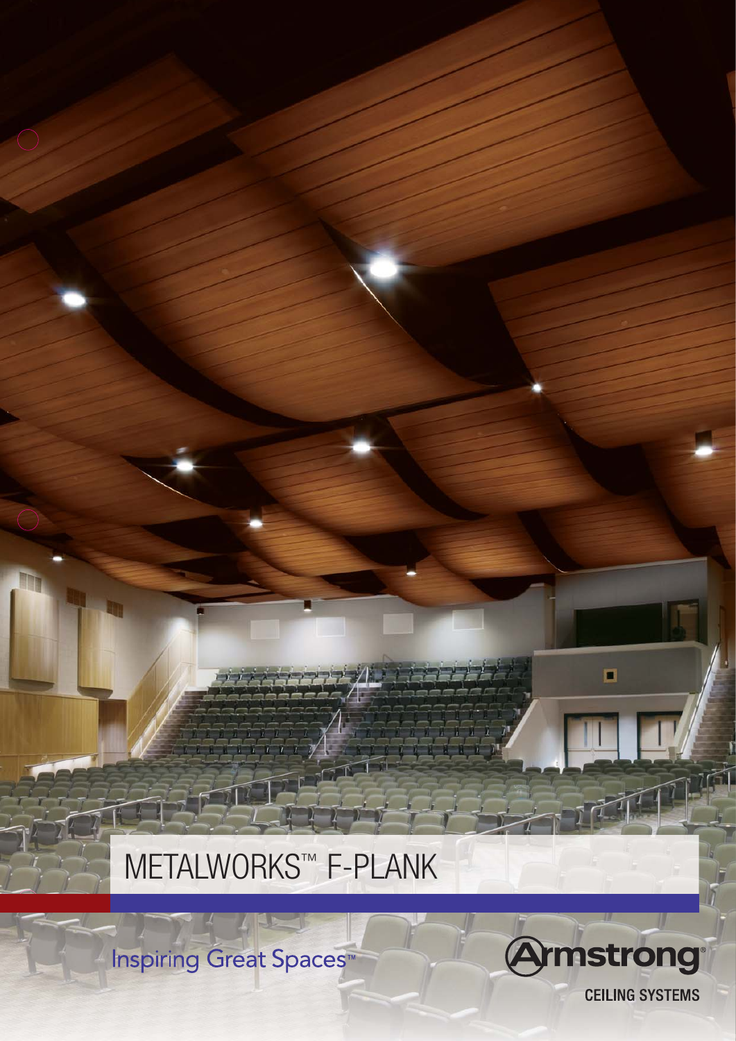# METALWORKS™ F-PLANK

Inspiring Great Spaces™

Armstrong®

CEILING SYSTEMS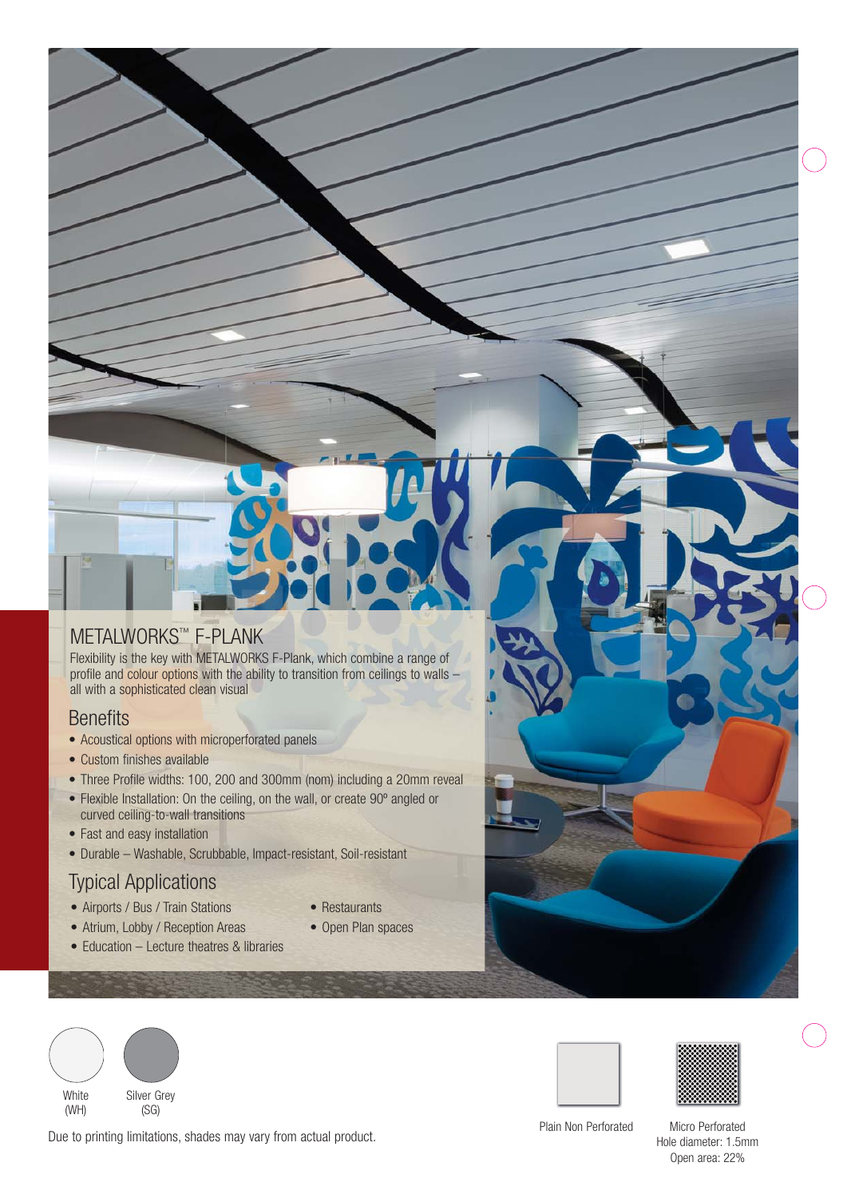# METALWORKS™ F-PLANK

Flexibility is the key with METALWORKS F-Plank, which combine a range of profile and colour options with the ability to transition from ceilings to walls – all with a sophisticated clean visual

## Benefits

- Acoustical options with microperforated panels
- Custom finishes available
- Three Profile widths: 100, 200 and 300mm (nom) including a 20mm reveal
- Flexible Installation: On the ceiling, on the wall, or create 90º angled or curved ceiling-to-wall transitions
- Fast and easy installation
- Durable – Washable, Scrubbable, Impact-resistant, Soil-resistant

## Typical Applications

- Airports / Bus / Train Stations
- Atrium, Lobby / Reception Areas
- Education – Lecture theatres & libraries
- Restaurants
- Open Plan spaces

White (WH)

Silver Grey (SG)

Due to printing limitations, shades may vary from actual product.

Plain Non Perforated

Micro Perforated
Hole diameter: 1.5mm
Open area: 22%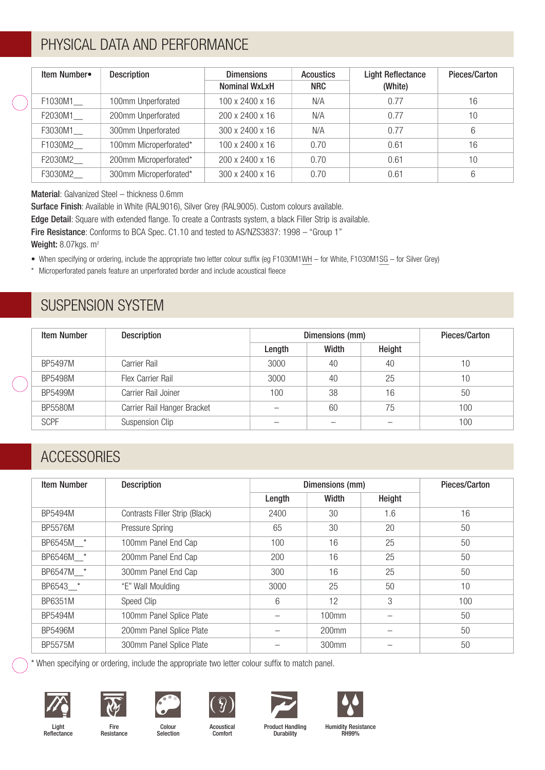## PHYSICAL DATA AND PERFORMANCE

| Item Number• | Description | Dimensions | Acoustics | Light Reflectance | Pieces/Carton |
|---|---|---|---|---|---|
| | | Nominal WxLxH | NRC | (White) | |
| F1030M1__ | 100mm Unperforated | 100 x 2400 x 16 | N/A | 0.77 | 16 |
| F2030M1__ | 200mm Unperforated | 200 x 2400 x 16 | N/A | 0.77 | 10 |
| F3030M1__ | 300mm Unperforated | 300 x 2400 x 16 | N/A | 0.77 | 6 |
| F1030M2__ | 100mm Microperforated* | 100 x 2400 x 16 | 0.70 | 0.61 | 16 |
| F2030M2__ | 200mm Microperforated* | 200 x 2400 x 16 | 0.70 | 0.61 | 10 |
| F3030M2__ | 300mm Microperforated* | 300 x 2400 x 16 | 0.70 | 0.61 | 6 |

**Material**: Galvanized Steel – thickness 0.6mm

**Surface Finish**: Available in White (RAL9016), Silver Grey (RAL9005). Custom colours available.

**Edge Detail**: Square with extended flange. To create a Contrasts system, a black Filler Strip is available.

**Fire Resistance**: Conforms to BCA Spec. C1.10 and tested to AS/NZS3837: 1998 – "Group 1"

**Weight:** 8.07kgs. $m^2$

- When specifying or ordering, include the appropriate two letter colour suffix (eg F1030M1WH – for White, F1030M1SG – for Silver Grey)

\* Microperforated panels feature an unperforated border and include acoustical fleece

## SUSPENSION SYSTEM

| Item Number | Description | Dimensions (mm) | | | Pieces/Carton |
|---|---|---|---|---|---|
| | | Length | Width | Height | |
| BP5497M | Carrier Rail | 3000 | 40 | 40 | 10 |
| BP5498M | Flex Carrier Rail | 3000 | 40 | 25 | 10 |
| BP5499M | Carrier Rail Joiner | 100 | 38 | 16 | 50 |
| BP5580M | Carrier Rail Hanger Bracket | – | 60 | 75 | 100 |
| SCPF | Suspension Clip | – | – | – | 100 |

## ACCESSORIES

| Item Number | Description | Dimensions (mm) | | | Pieces/Carton |
|---|---|---|---|---|---|
| | | Length | Width | Height | |
| BP5494M | Contrasts Filler Strip (Black) | 2400 | 30 | 1.6 | 16 |
| BP5576M | Pressure Spring | 65 | 30 | 20 | 50 |
| BP6545M__* | 100mm Panel End Cap | 100 | 16 | 25 | 50 |
| BP6546M__* | 200mm Panel End Cap | 200 | 16 | 25 | 50 |
| BP6547M__* | 300mm Panel End Cap | 300 | 16 | 25 | 50 |
| BP6543__* | "E" Wall Moulding | 3000 | 25 | 50 | 10 |
| BP6351M | Speed Clip | 6 | 12 | 3 | 100 |
| BP5494M | 100mm Panel Splice Plate | – | 100mm | – | 50 |
| BP5496M | 200mm Panel Splice Plate | – | 200mm | – | 50 |
| BP5575M | 300mm Panel Splice Plate | – | 300mm | – | 50 |

\* When specifying or ordering, include the appropriate two letter colour suffix to match panel.

Light Reflectance | Fire Resistance | Colour Selection | Acoustical Comfort | Product Handling Durability | Humidity Resistance RH99%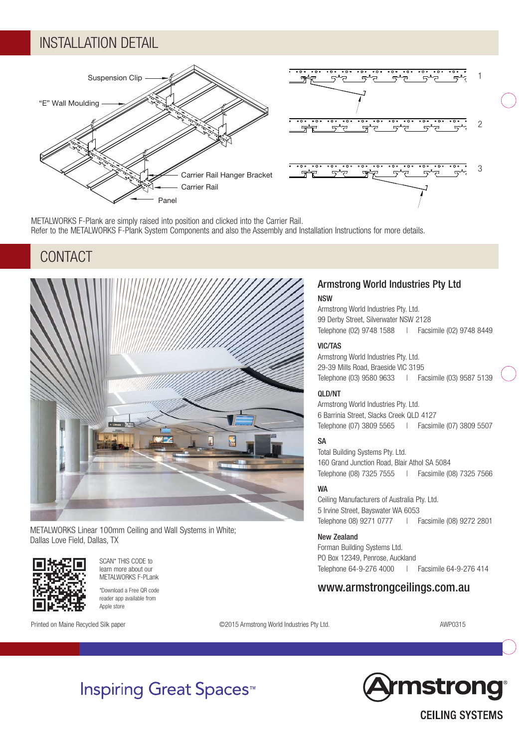# INSTALLATION DETAIL

Suspension Clip

"E" Wall Moulding

Carrier Rail Hanger Bracket

Carrier Rail

Panel

1

2

3

METALWORKS F-Plank are simply raised into position and clicked into the Carrier Rail.
Refer to the METALWORKS F-Plank System Components and also the Assembly and Installation Instructions for more details.

# CONTACT

METALWORKS Linear 100mm Ceiling and Wall Systems in White;
Dallas Love Field, Dallas, TX

SCAN* THIS CODE to learn more about our METALWORKS F-PLank

*Download a Free QR code reader app available from Apple store

## Armstrong World Industries Pty Ltd

**NSW**
Armstrong World Industries Pty. Ltd.
99 Derby Street, Silverwater NSW 2128
Telephone (02) 9748 1588 | Facsimile (02) 9748 8449

**VIC/TAS**
Armstrong World Industries Pty. Ltd.
29-39 Mills Road, Braeside VIC 3195
Telephone (03) 9580 9633 | Facsimile (03) 9587 5139

**QLD/NT**
Armstrong World Industries Pty. Ltd.
6 Barrinia Street, Slacks Creek QLD 4127
Telephone (07) 3809 5565 | Facsimile (07) 3809 5507

**SA**
Total Building Systems Pty. Ltd.
160 Grand Junction Road, Blair Athol SA 5084
Telephone (08) 7325 7555 | Facsimile (08) 7325 7566

**WA**
Ceiling Manufacturers of Australia Pty. Ltd.
5 Irvine Street, Bayswater WA 6053
Telephone 08) 9271 0777 | Facsimile (08) 9272 2801

**New Zealand**
Forman Building Systems Ltd.
PO Box 12349, Penrose, Auckland
Telephone 64-9-276 4000 | Facsimile 64-9-276 414

## www.armstrongceilings.com.au

Printed on Maine Recycled Silk paper

©2015 Armstrong World Industries Pty Ltd.

AWP0315

Inspiring Great Spaces™

Armstrong® CEILING SYSTEMS